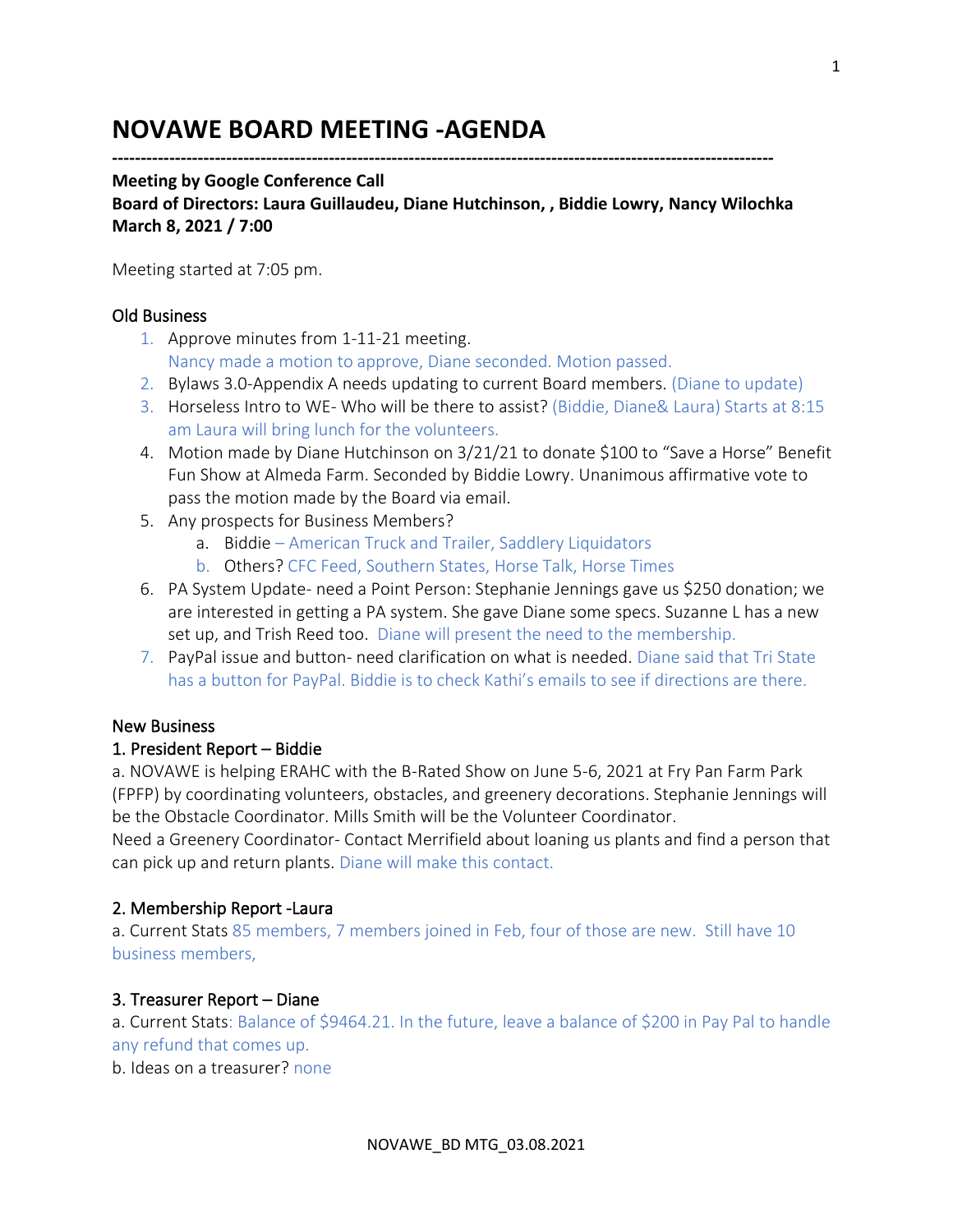# NOVAWE BOARD MEETING -AGENDA

---

**Meeting by Google Conference Call**
**Board of Directors: Laura Guillaudeu, Diane Hutchinson, , Biddie Lowry, Nancy Wilochka**
**March 8, 2021 / 7:00**

Meeting started at 7:05 pm.

### Old Business

1. Approve minutes from 1-11-21 meeting.
   Nancy made a motion to approve, Diane seconded. Motion passed.
2. Bylaws 3.0-Appendix A needs updating to current Board members. (Diane to update)
3. Horseless Intro to WE- Who will be there to assist? (Biddie, Diane& Laura) Starts at 8:15 am Laura will bring lunch for the volunteers.
4. Motion made by Diane Hutchinson on 3/21/21 to donate $100 to "Save a Horse" Benefit Fun Show at Almeda Farm. Seconded by Biddie Lowry. Unanimous affirmative vote to pass the motion made by the Board via email.
5. Any prospects for Business Members?
   a. Biddie – American Truck and Trailer, Saddlery Liquidators
   b. Others? CFC Feed, Southern States, Horse Talk, Horse Times
6. PA System Update- need a Point Person: Stephanie Jennings gave us $250 donation; we are interested in getting a PA system. She gave Diane some specs. Suzanne L has a new set up, and Trish Reed too. Diane will present the need to the membership.
7. PayPal issue and button- need clarification on what is needed. Diane said that Tri State has a button for PayPal. Biddie is to check Kathi's emails to see if directions are there.

### New Business

#### 1. President Report – Biddie

a. NOVAWE is helping ERAHC with the B-Rated Show on June 5-6, 2021 at Fry Pan Farm Park (FPFP) by coordinating volunteers, obstacles, and greenery decorations. Stephanie Jennings will be the Obstacle Coordinator. Mills Smith will be the Volunteer Coordinator.
Need a Greenery Coordinator- Contact Merrifield about loaning us plants and find a person that can pick up and return plants. Diane will make this contact.

#### 2. Membership Report -Laura

a. Current Stats 85 members, 7 members joined in Feb, four of those are new. Still have 10 business members,

#### 3. Treasurer Report – Diane

a. Current Stats: Balance of $9464.21. In the future, leave a balance of $200 in Pay Pal to handle any refund that comes up.
b. Ideas on a treasurer? none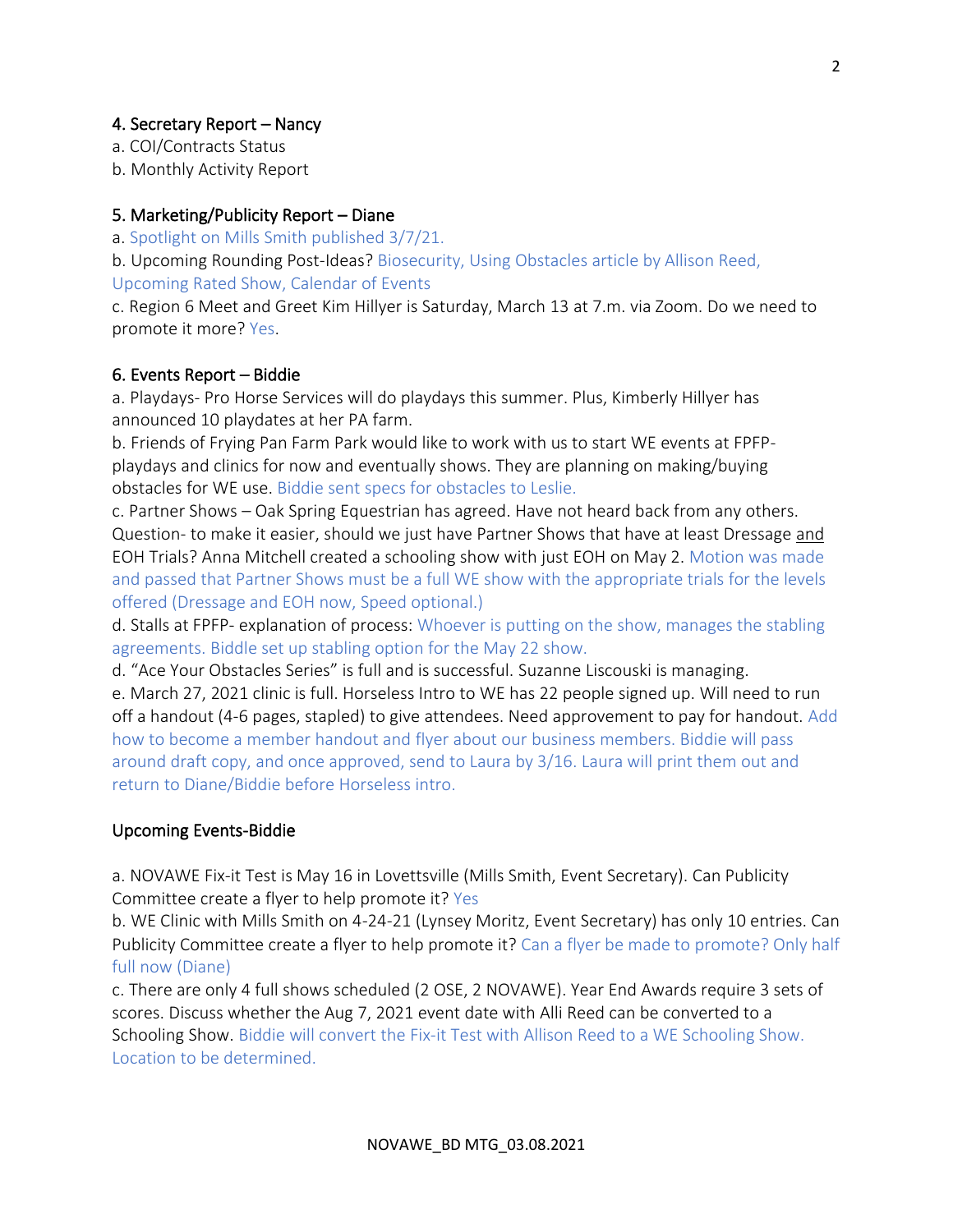### 4. Secretary Report – Nancy

a. COI/Contracts Status
b. Monthly Activity Report

### 5. Marketing/Publicity Report – Diane

a. Spotlight on Mills Smith published 3/7/21.
b. Upcoming Rounding Post-Ideas? Biosecurity, Using Obstacles article by Allison Reed, Upcoming Rated Show, Calendar of Events
c. Region 6 Meet and Greet Kim Hillyer is Saturday, March 13 at 7.m. via Zoom. Do we need to promote it more? Yes.

### 6. Events Report – Biddie

a. Playdays- Pro Horse Services will do playdays this summer. Plus, Kimberly Hillyer has announced 10 playdates at her PA farm.
b. Friends of Frying Pan Farm Park would like to work with us to start WE events at FPFP- playdays and clinics for now and eventually shows. They are planning on making/buying obstacles for WE use. Biddie sent specs for obstacles to Leslie.
c. Partner Shows – Oak Spring Equestrian has agreed. Have not heard back from any others. Question- to make it easier, should we just have Partner Shows that have at least Dressage <u>and</u> EOH Trials? Anna Mitchell created a schooling show with just EOH on May 2. Motion was made and passed that Partner Shows must be a full WE show with the appropriate trials for the levels offered (Dressage and EOH now, Speed optional.)
d. Stalls at FPFP- explanation of process: Whoever is putting on the show, manages the stabling agreements. Biddle set up stabling option for the May 22 show.
d. "Ace Your Obstacles Series" is full and is successful. Suzanne Liscouski is managing.
e. March 27, 2021 clinic is full. Horseless Intro to WE has 22 people signed up. Will need to run off a handout (4-6 pages, stapled) to give attendees. Need approvement to pay for handout. Add how to become a member handout and flyer about our business members. Biddie will pass around draft copy, and once approved, send to Laura by 3/16. Laura will print them out and return to Diane/Biddie before Horseless intro.

### Upcoming Events-Biddie

a. NOVAWE Fix-it Test is May 16 in Lovettsville (Mills Smith, Event Secretary). Can Publicity Committee create a flyer to help promote it? Yes
b. WE Clinic with Mills Smith on 4-24-21 (Lynsey Moritz, Event Secretary) has only 10 entries. Can Publicity Committee create a flyer to help promote it? Can a flyer be made to promote? Only half full now (Diane)
c. There are only 4 full shows scheduled (2 OSE, 2 NOVAWE). Year End Awards require 3 sets of scores. Discuss whether the Aug 7, 2021 event date with Alli Reed can be converted to a Schooling Show. Biddie will convert the Fix-it Test with Allison Reed to a WE Schooling Show. Location to be determined.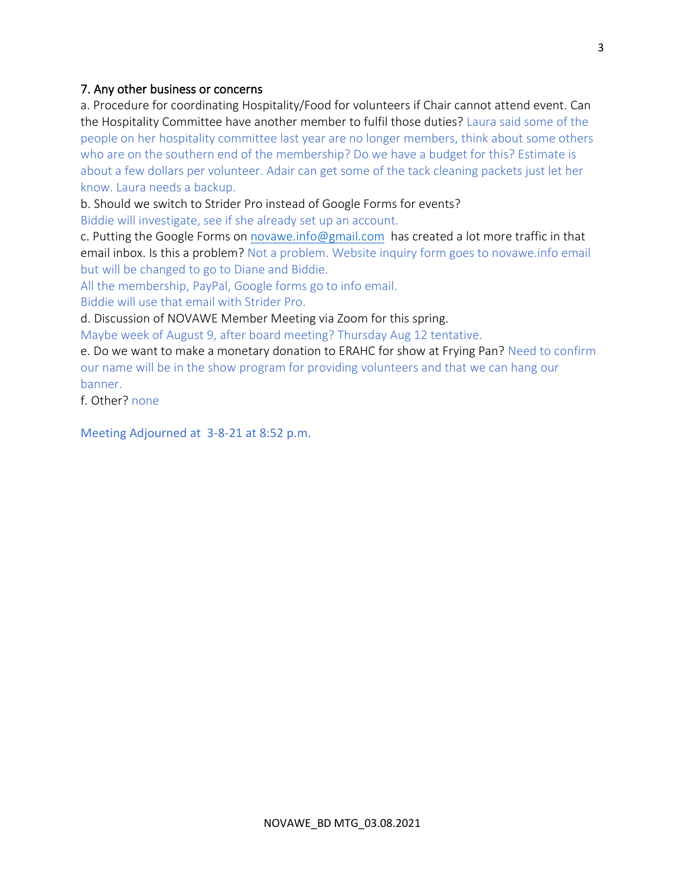### 7. Any other business or concerns

a. Procedure for coordinating Hospitality/Food for volunteers if Chair cannot attend event. Can the Hospitality Committee have another member to fulfil those duties? Laura said some of the people on her hospitality committee last year are no longer members, think about some others who are on the southern end of the membership? Do we have a budget for this? Estimate is about a few dollars per volunteer. Adair can get some of the tack cleaning packets just let her know. Laura needs a backup.

b. Should we switch to Strider Pro instead of Google Forms for events?
Biddie will investigate, see if she already set up an account.

c. Putting the Google Forms on novawe.info@gmail.com has created a lot more traffic in that email inbox. Is this a problem? Not a problem. Website inquiry form goes to novawe.info email but will be changed to go to Diane and Biddie.
All the membership, PayPal, Google forms go to info email.
Biddie will use that email with Strider Pro.

d. Discussion of NOVAWE Member Meeting via Zoom for this spring.
Maybe week of August 9, after board meeting? Thursday Aug 12 tentative.

e. Do we want to make a monetary donation to ERAHC for show at Frying Pan? Need to confirm our name will be in the show program for providing volunteers and that we can hang our banner.

f. Other? none

Meeting Adjourned at 3-8-21 at 8:52 p.m.